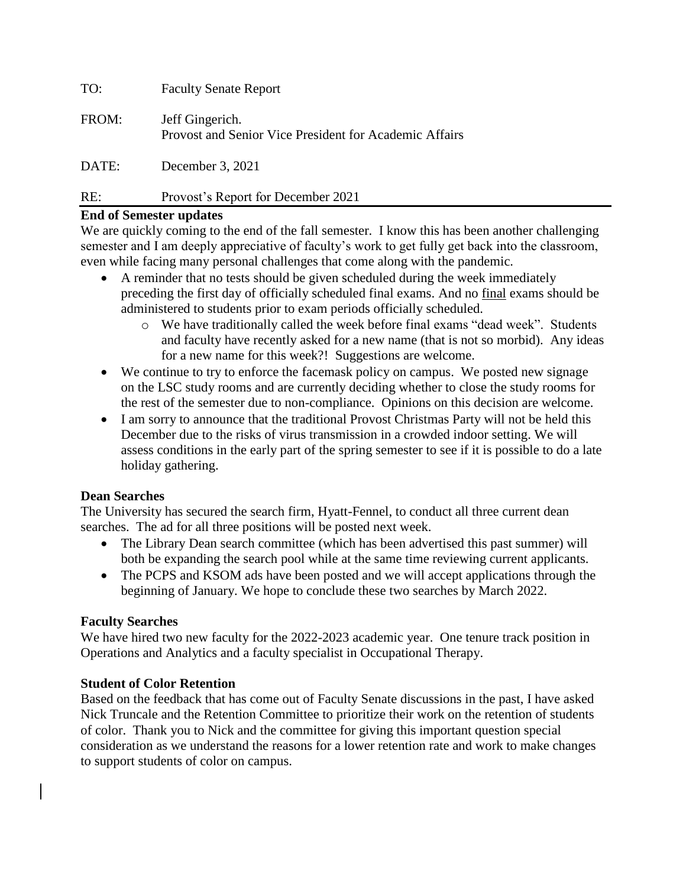TO: Faculty Senate Report

FROM: Jeff Gingerich.
Provost and Senior Vice President for Academic Affairs

DATE: December 3, 2021

RE: Provost's Report for December 2021

---

**End of Semester updates**

We are quickly coming to the end of the fall semester. I know this has been another challenging semester and I am deeply appreciative of faculty's work to get fully get back into the classroom, even while facing many personal challenges that come along with the pandemic.

- A reminder that no tests should be given scheduled during the week immediately preceding the first day of officially scheduled final exams. And no <u>final</u> exams should be administered to students prior to exam periods officially scheduled.
  - We have traditionally called the week before final exams "dead week". Students and faculty have recently asked for a new name (that is not so morbid). Any ideas for a new name for this week?! Suggestions are welcome.
- We continue to try to enforce the facemask policy on campus. We posted new signage on the LSC study rooms and are currently deciding whether to close the study rooms for the rest of the semester due to non-compliance. Opinions on this decision are welcome.
- I am sorry to announce that the traditional Provost Christmas Party will not be held this December due to the risks of virus transmission in a crowded indoor setting. We will assess conditions in the early part of the spring semester to see if it is possible to do a late holiday gathering.

**Dean Searches**

The University has secured the search firm, Hyatt-Fennel, to conduct all three current dean searches. The ad for all three positions will be posted next week.

- The Library Dean search committee (which has been advertised this past summer) will both be expanding the search pool while at the same time reviewing current applicants.
- The PCPS and KSOM ads have been posted and we will accept applications through the beginning of January. We hope to conclude these two searches by March 2022.

**Faculty Searches**

We have hired two new faculty for the 2022-2023 academic year. One tenure track position in Operations and Analytics and a faculty specialist in Occupational Therapy.

**Student of Color Retention**

Based on the feedback that has come out of Faculty Senate discussions in the past, I have asked Nick Truncale and the Retention Committee to prioritize their work on the retention of students of color. Thank you to Nick and the committee for giving this important question special consideration as we understand the reasons for a lower retention rate and work to make changes to support students of color on campus.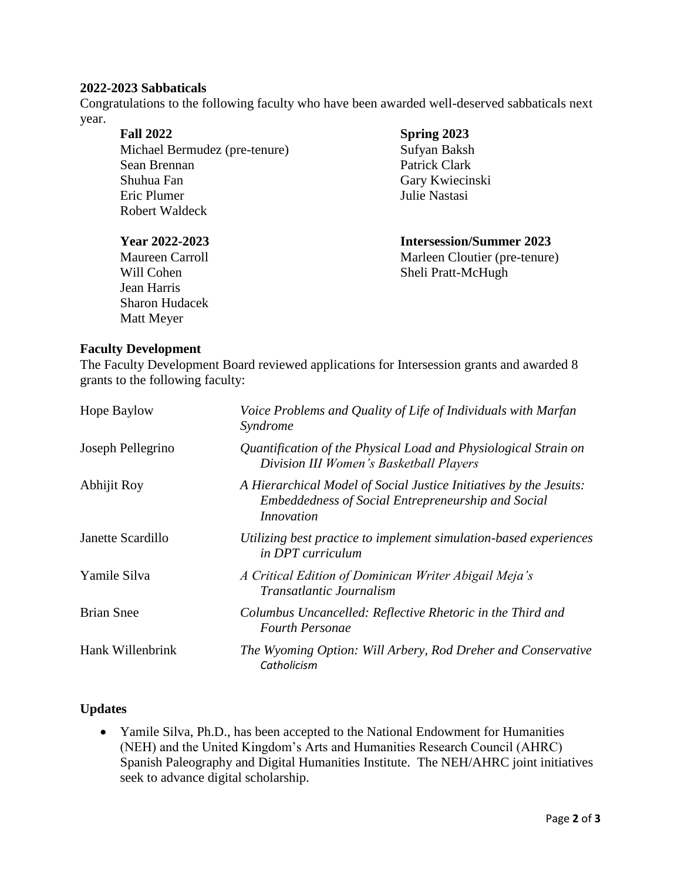**2022-2023 Sabbaticals**

Congratulations to the following faculty who have been awarded well-deserved sabbaticals next year.

**Fall 2022**
Michael Bermudez (pre-tenure)
Sean Brennan
Shuhua Fan
Eric Plumer
Robert Waldeck

**Spring 2023**
Sufyan Baksh
Patrick Clark
Gary Kwiecinski
Julie Nastasi

**Year 2022-2023**
Maureen Carroll
Will Cohen
Jean Harris
Sharon Hudacek
Matt Meyer

**Intersession/Summer 2023**
Marleen Cloutier (pre-tenure)
Sheli Pratt-McHugh

**Faculty Development**

The Faculty Development Board reviewed applications for Intersession grants and awarded 8 grants to the following faculty:

| | |
|---|---|
| Hope Baylow | *Voice Problems and Quality of Life of Individuals with Marfan Syndrome* |
| Joseph Pellegrino | *Quantification of the Physical Load and Physiological Strain on Division III Women's Basketball Players* |
| Abhijit Roy | *A Hierarchical Model of Social Justice Initiatives by the Jesuits: Embeddedness of Social Entrepreneurship and Social Innovation* |
| Janette Scardillo | *Utilizing best practice to implement simulation-based experiences in DPT curriculum* |
| Yamile Silva | *A Critical Edition of Dominican Writer Abigail Meja's Transatlantic Journalism* |
| Brian Snee | *Columbus Uncancelled: Reflective Rhetoric in the Third and Fourth Personae* |
| Hank Willenbrink | *The Wyoming Option: Will Arbery, Rod Dreher and Conservative Catholicism* |

**Updates**

- Yamile Silva, Ph.D., has been accepted to the National Endowment for Humanities (NEH) and the United Kingdom's Arts and Humanities Research Council (AHRC) Spanish Paleography and Digital Humanities Institute. The NEH/AHRC joint initiatives seek to advance digital scholarship.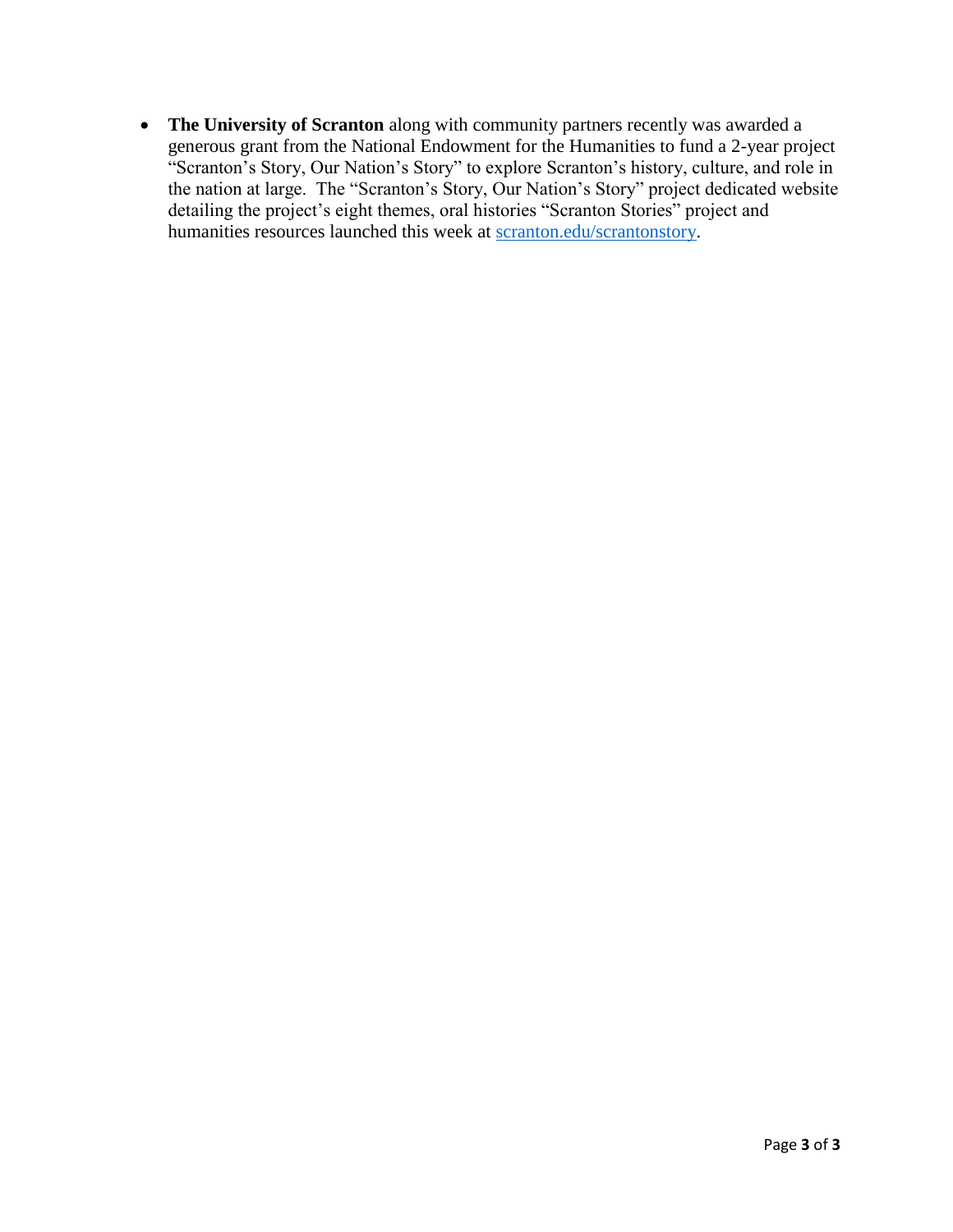- **The University of Scranton** along with community partners recently was awarded a generous grant from the National Endowment for the Humanities to fund a 2-year project "Scranton's Story, Our Nation's Story" to explore Scranton's history, culture, and role in the nation at large. The "Scranton's Story, Our Nation's Story" project dedicated website detailing the project's eight themes, oral histories "Scranton Stories" project and humanities resources launched this week at scranton.edu/scrantonstory.